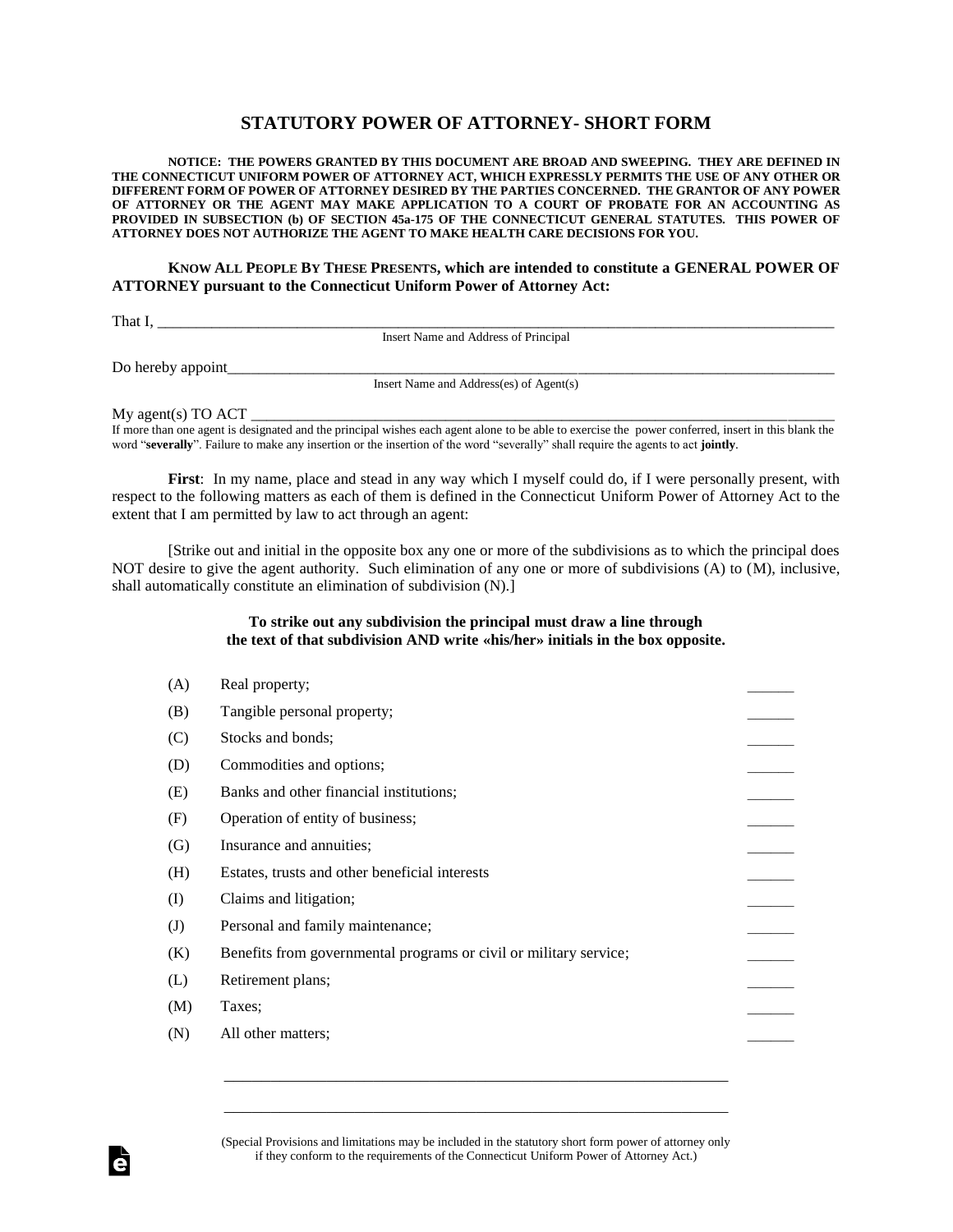# STATUTORY POWER OF ATTORNEY- SHORT FORM

**NOTICE: THE POWERS GRANTED BY THIS DOCUMENT ARE BROAD AND SWEEPING. THEY ARE DEFINED IN THE CONNECTICUT UNIFORM POWER OF ATTORNEY ACT, WHICH EXPRESSLY PERMITS THE USE OF ANY OTHER OR DIFFERENT FORM OF POWER OF ATTORNEY DESIRED BY THE PARTIES CONCERNED. THE GRANTOR OF ANY POWER OF ATTORNEY OR THE AGENT MAY MAKE APPLICATION TO A COURT OF PROBATE FOR AN ACCOUNTING AS PROVIDED IN SUBSECTION (b) OF SECTION 45a-175 OF THE CONNECTICUT GENERAL STATUTES. THIS POWER OF ATTORNEY DOES NOT AUTHORIZE THE AGENT TO MAKE HEALTH CARE DECISIONS FOR YOU.**

**KNOW ALL PEOPLE BY THESE PRESENTS, which are intended to constitute a GENERAL POWER OF ATTORNEY pursuant to the Connecticut Uniform Power of Attorney Act:**

That I, ____________________________________________________________________________
Insert Name and Address of Principal

Do hereby appoint__________________________________________________________________
Insert Name and Address(es) of Agent(s)

My agent(s) TO ACT _________________________________________________________________
If more than one agent is designated and the principal wishes each agent alone to be able to exercise the power conferred, insert in this blank the word "**severally**". Failure to make any insertion or the insertion of the word "severally" shall require the agents to act **jointly**.

**First**: In my name, place and stead in any way which I myself could do, if I were personally present, with respect to the following matters as each of them is defined in the Connecticut Uniform Power of Attorney Act to the extent that I am permitted by law to act through an agent:

[Strike out and initial in the opposite box any one or more of the subdivisions as to which the principal does NOT desire to give the agent authority. Such elimination of any one or more of subdivisions (A) to (M), inclusive, shall automatically constitute an elimination of subdivision (N).]

**To strike out any subdivision the principal must draw a line through the text of that subdivision AND write «his/her» initials in the box opposite.**

(A) Real property; ______

(B) Tangible personal property; ______

(C) Stocks and bonds; ______

(D) Commodities and options; ______

(E) Banks and other financial institutions; ______

(F) Operation of entity of business; ______

(G) Insurance and annuities; ______

(H) Estates, trusts and other beneficial interests ______

(I) Claims and litigation; ______

(J) Personal and family maintenance; ______

(K) Benefits from governmental programs or civil or military service; ______

(L) Retirement plans; ______

(M) Taxes; ______

(N) All other matters; ______

_______________________________________________________________

_______________________________________________________________

(Special Provisions and limitations may be included in the statutory short form power of attorney only if they conform to the requirements of the Connecticut Uniform Power of Attorney Act.)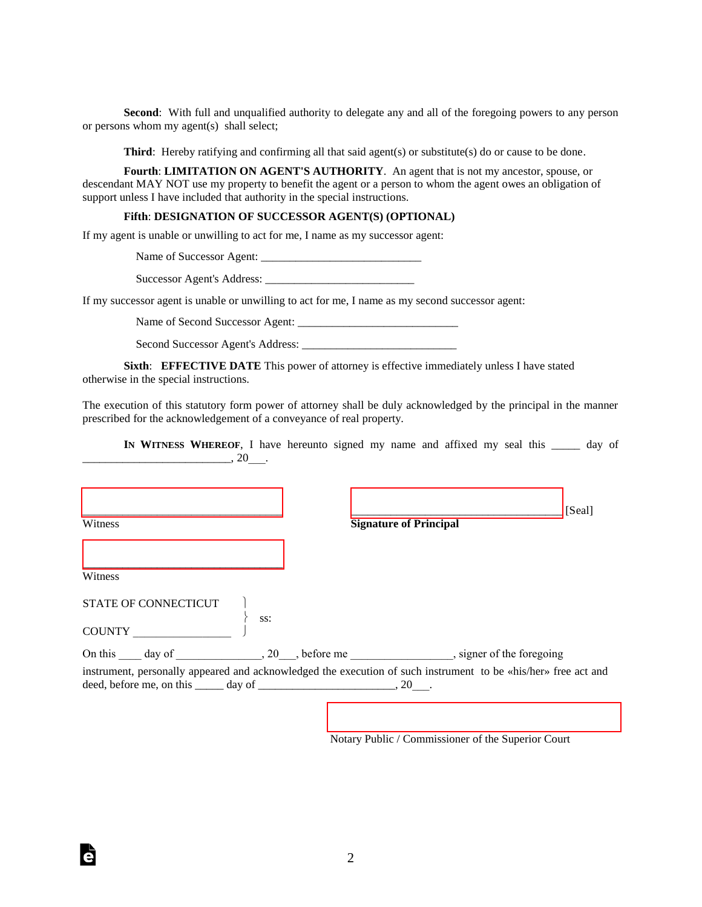**Second**: With full and unqualified authority to delegate any and all of the foregoing powers to any person or persons whom my agent(s) shall select;

**Third**: Hereby ratifying and confirming all that said agent(s) or substitute(s) do or cause to be done.

**Fourth**: **LIMITATION ON AGENT'S AUTHORITY**. An agent that is not my ancestor, spouse, or descendant MAY NOT use my property to benefit the agent or a person to whom the agent owes an obligation of support unless I have included that authority in the special instructions.

**Fifth**: **DESIGNATION OF SUCCESSOR AGENT(S) (OPTIONAL)**

If my agent is unable or unwilling to act for me, I name as my successor agent:

Name of Successor Agent: ____________________________

Successor Agent's Address: __________________________

If my successor agent is unable or unwilling to act for me, I name as my second successor agent:

Name of Second Successor Agent: ____________________________

Second Successor Agent's Address: ___________________________

**Sixth**: **EFFECTIVE DATE** This power of attorney is effective immediately unless I have stated otherwise in the special instructions.

The execution of this statutory form power of attorney shall be duly acknowledged by the principal in the manner prescribed for the acknowledgement of a conveyance of real property.

**In Witness Whereof**, I have hereunto signed my name and affixed my seal this _____ day of __________________________, 20___.

___________________________________
Witness

___________________________________ [Seal]
**Signature of Principal**

___________________________________
Witness

STATE OF CONNECTICUT }
} ss:
COUNTY _________________ }

On this ____ day of _______________, 20___, before me _________________, signer of the foregoing instrument, personally appeared and acknowledged the execution of such instrument to be «his/her» free act and deed, before me, on this _____ day of ________________________, 20___.

___________________________________
Notary Public / Commissioner of the Superior Court